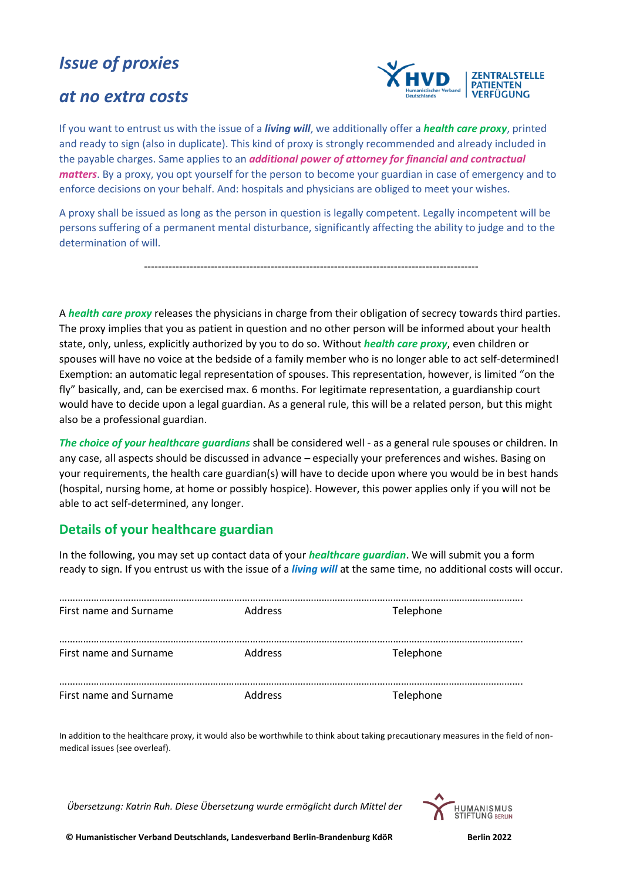# *Issue of proxies*

# *at no extra costs*

HVD Humanistischer Verband Deutschlands | ZENTRALSTELLE PATIENTEN VERFÜGUNG

If you want to entrust us with the issue of a ***living will***, we additionally offer a ***health care proxy***, printed and ready to sign (also in duplicate). This kind of proxy is strongly recommended and already included in the payable charges. Same applies to an ***additional power of attorney for financial and contractual matters***. By a proxy, you opt yourself for the person to become your guardian in case of emergency and to enforce decisions on your behalf. And: hospitals and physicians are obliged to meet your wishes.

A proxy shall be issued as long as the person in question is legally competent. Legally incompetent will be persons suffering of a permanent mental disturbance, significantly affecting the ability to judge and to the determination of will.

---

A ***health care proxy*** releases the physicians in charge from their obligation of secrecy towards third parties. The proxy implies that you as patient in question and no other person will be informed about your health state, only, unless, explicitly authorized by you to do so. Without ***health care proxy***, even children or spouses will have no voice at the bedside of a family member who is no longer able to act self-determined! Exemption: an automatic legal representation of spouses. This representation, however, is limited "on the fly" basically, and, can be exercised max. 6 months. For legitimate representation, a guardianship court would have to decide upon a legal guardian. As a general rule, this will be a related person, but this might also be a professional guardian.

***The choice of your healthcare guardians*** shall be considered well - as a general rule spouses or children. In any case, all aspects should be discussed in advance – especially your preferences and wishes. Basing on your requirements, the health care guardian(s) will have to decide upon where you would be in best hands (hospital, nursing home, at home or possibly hospice). However, this power applies only if you will not be able to act self-determined, any longer.

## Details of your healthcare guardian

In the following, you may set up contact data of your ***healthcare guardian***. We will submit you a form ready to sign. If you entrust us with the issue of a ***living will*** at the same time, no additional costs will occur.

…………………………………………………………………………………………………………………………………………………

First name and Surname          Address          Telephone

…………………………………………………………………………………………………………………………………………………

First name and Surname          Address          Telephone

…………………………………………………………………………………………………………………………………………………

First name and Surname          Address          Telephone

In addition to the healthcare proxy, it would also be worthwhile to think about taking precautionary measures in the field of non-medical issues (see overleaf).

*Übersetzung: Katrin Ruh. Diese Übersetzung wurde ermöglicht durch Mittel der* HUMANISMUS STIFTUNG BERLIN

**© Humanistischer Verband Deutschlands, Landesverband Berlin-Brandenburg KdöR** **Berlin 2022**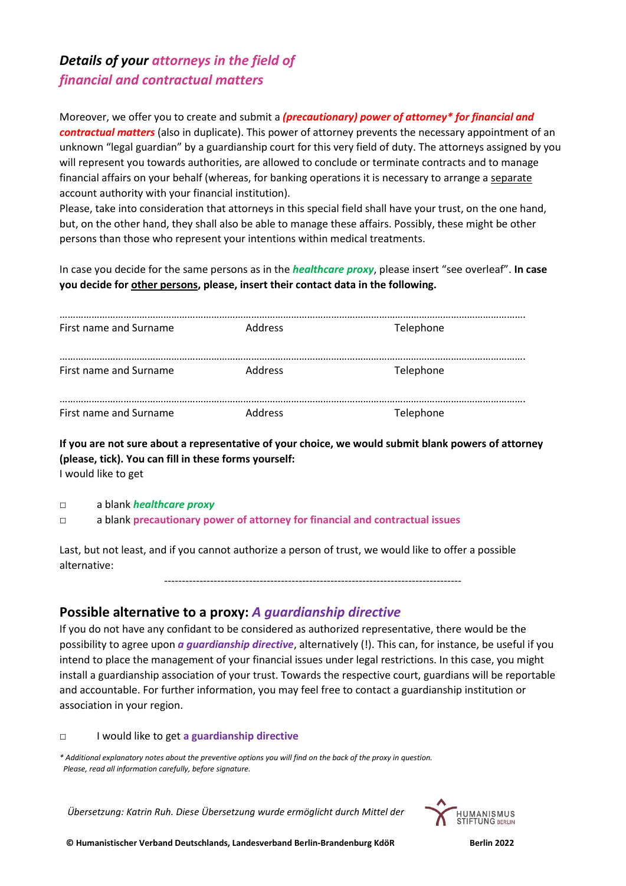## *Details of your attorneys in the field of financial and contractual matters*

Moreover, we offer you to create and submit a ***(precautionary) power of attorney\* for financial and contractual matters*** (also in duplicate). This power of attorney prevents the necessary appointment of an unknown "legal guardian" by a guardianship court for this very field of duty. The attorneys assigned by you will represent you towards authorities, are allowed to conclude or terminate contracts and to manage financial affairs on your behalf (whereas, for banking operations it is necessary to arrange a separate account authority with your financial institution).
Please, take into consideration that attorneys in this special field shall have your trust, on the one hand, but, on the other hand, they shall also be able to manage these affairs. Possibly, these might be other persons than those who represent your intentions within medical treatments.

In case you decide for the same persons as in the ***healthcare proxy***, please insert "see overleaf". **In case you decide for other persons, please, insert their contact data in the following.**

……………………………………………………………………………………………………………………………………………………

First name and Surname          Address          Telephone

……………………………………………………………………………………………………………………………………………………

First name and Surname          Address          Telephone

……………………………………………………………………………………………………………………………………………………

First name and Surname          Address          Telephone

**If you are not sure about a representative of your choice, we would submit blank powers of attorney (please, tick). You can fill in these forms yourself:**
I would like to get

□ a blank ***healthcare proxy***

□ a blank **precautionary power of attorney for financial and contractual issues**

Last, but not least, and if you cannot authorize a person of trust, we would like to offer a possible alternative:

---------------------------------------------------------------------------------

## Possible alternative to a proxy: *A guardianship directive*

If you do not have any confidant to be considered as authorized representative, there would be the possibility to agree upon ***a guardianship directive***, alternatively (!). This can, for instance, be useful if you intend to place the management of your financial issues under legal restrictions. In this case, you might install a guardianship association of your trust. Towards the respective court, guardians will be reportable and accountable. For further information, you may feel free to contact a guardianship institution or association in your region.

□ I would like to get **a guardianship directive**

*\* Additional explanatory notes about the preventive options you will find on the back of the proxy in question. Please, read all information carefully, before signature.*

*Übersetzung: Katrin Ruh. Diese Übersetzung wurde ermöglicht durch Mittel der* HUMANISMUS STIFTUNG BERLIN

**© Humanistischer Verband Deutschlands, Landesverband Berlin-Brandenburg KdöR** **Berlin 2022**